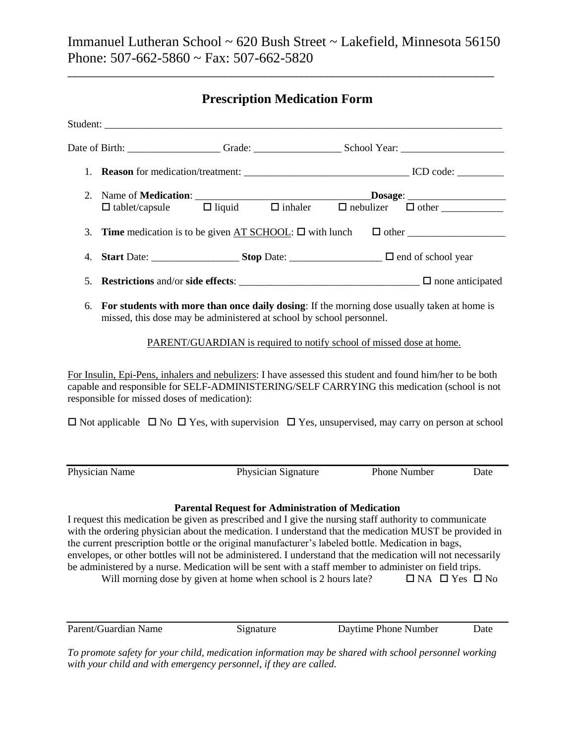Immanuel Lutheran School ~ 620 Bush Street ~ Lakefield, Minnesota 56150
Phone: 507-662-5860 ~ Fax: 507-662-5820

---

## Prescription Medication Form

Student: ___________________________________________________________________________

Date of Birth: __________________ Grade: _________________ School Year: ____________________

1. **Reason** for medication/treatment: ________________________________ ICD code: _________
2. Name of **Medication**: _________________________________**Dosage**: ___________________
   ☐ tablet/capsule ☐ liquid ☐ inhaler ☐ nebulizer ☐ other ____________
3. **Time** medication is to be given AT SCHOOL: ☐ with lunch ☐ other ___________________
4. **Start** Date: _________________ **Stop** Date: __________________ ☐ end of school year
5. **Restrictions** and/or **side effects**: __________________________________ ☐ none anticipated
6. **For students with more than once daily dosing**: If the morning dose usually taken at home is missed, this dose may be administered at school by school personnel.

   PARENT/GUARDIAN is required to notify school of missed dose at home.

For Insulin, Epi-Pens, inhalers and nebulizers: I have assessed this student and found him/her to be both capable and responsible for SELF-ADMINISTERING/SELF CARRYING this medication (school is not responsible for missed doses of medication):

☐ Not applicable ☐ No ☐ Yes, with supervision ☐ Yes, unsupervised, may carry on person at school

---

Physician Name Physician Signature Phone Number Date

### Parental Request for Administration of Medication

I request this medication be given as prescribed and I give the nursing staff authority to communicate with the ordering physician about the medication. I understand that the medication MUST be provided in the current prescription bottle or the original manufacturer's labeled bottle. Medication in bags, envelopes, or other bottles will not be administered. I understand that the medication will not necessarily be administered by a nurse. Medication will be sent with a staff member to administer on field trips.

Will morning dose by given at home when school is 2 hours late? ☐ NA ☐ Yes ☐ No

---

Parent/Guardian Name Signature Daytime Phone Number Date

*To promote safety for your child, medication information may be shared with school personnel working with your child and with emergency personnel, if they are called.*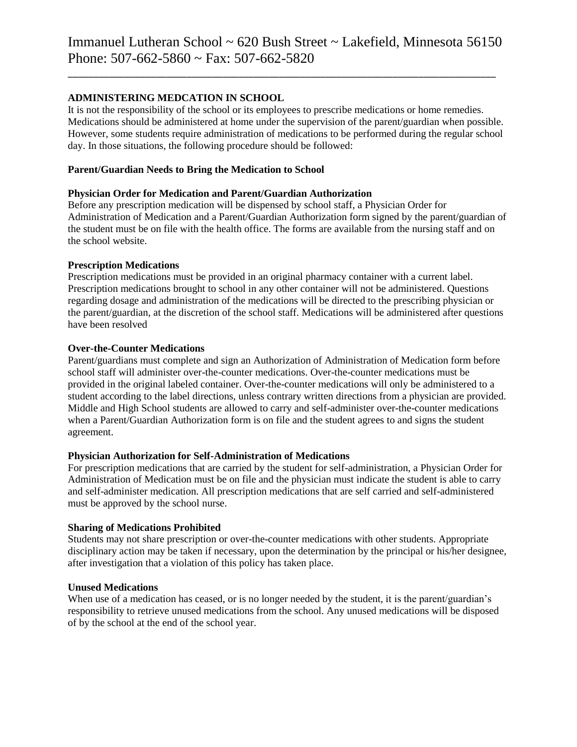Immanuel Lutheran School ~ 620 Bush Street ~ Lakefield, Minnesota 56150
Phone: 507-662-5860 ~ Fax: 507-662-5820

---

**ADMINISTERING MEDCATION IN SCHOOL**

It is not the responsibility of the school or its employees to prescribe medications or home remedies. Medications should be administered at home under the supervision of the parent/guardian when possible. However, some students require administration of medications to be performed during the regular school day. In those situations, the following procedure should be followed:

**Parent/Guardian Needs to Bring the Medication to School**

**Physician Order for Medication and Parent/Guardian Authorization**

Before any prescription medication will be dispensed by school staff, a Physician Order for Administration of Medication and a Parent/Guardian Authorization form signed by the parent/guardian of the student must be on file with the health office. The forms are available from the nursing staff and on the school website.

**Prescription Medications**

Prescription medications must be provided in an original pharmacy container with a current label. Prescription medications brought to school in any other container will not be administered. Questions regarding dosage and administration of the medications will be directed to the prescribing physician or the parent/guardian, at the discretion of the school staff. Medications will be administered after questions have been resolved

**Over-the-Counter Medications**

Parent/guardians must complete and sign an Authorization of Administration of Medication form before school staff will administer over-the-counter medications. Over-the-counter medications must be provided in the original labeled container. Over-the-counter medications will only be administered to a student according to the label directions, unless contrary written directions from a physician are provided. Middle and High School students are allowed to carry and self-administer over-the-counter medications when a Parent/Guardian Authorization form is on file and the student agrees to and signs the student agreement.

**Physician Authorization for Self-Administration of Medications**

For prescription medications that are carried by the student for self-administration, a Physician Order for Administration of Medication must be on file and the physician must indicate the student is able to carry and self-administer medication. All prescription medications that are self carried and self-administered must be approved by the school nurse.

**Sharing of Medications Prohibited**

Students may not share prescription or over-the-counter medications with other students. Appropriate disciplinary action may be taken if necessary, upon the determination by the principal or his/her designee, after investigation that a violation of this policy has taken place.

**Unused Medications**

When use of a medication has ceased, or is no longer needed by the student, it is the parent/guardian's responsibility to retrieve unused medications from the school. Any unused medications will be disposed of by the school at the end of the school year.